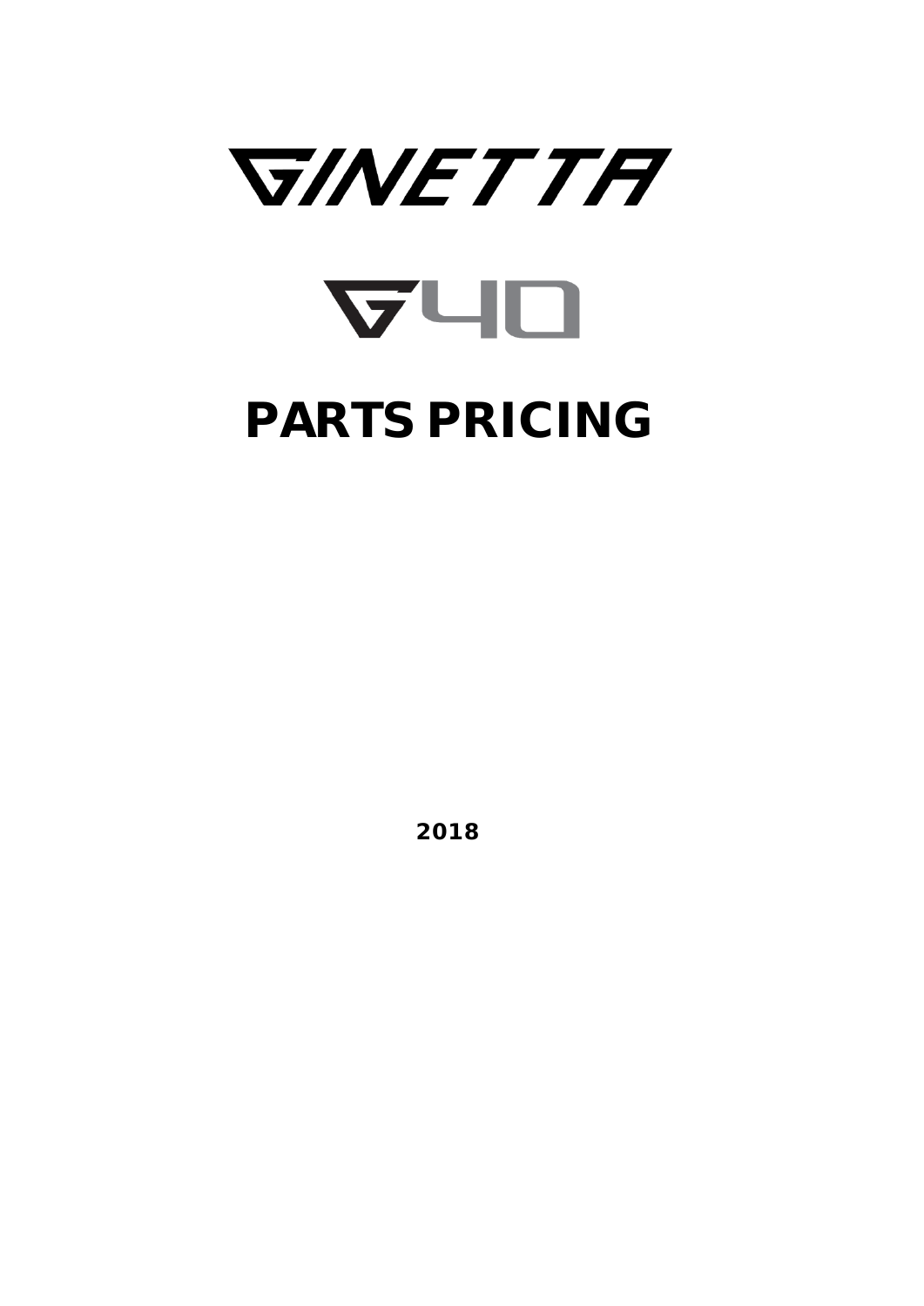# GINETTA

# G40

# PARTS PRICING

**2018**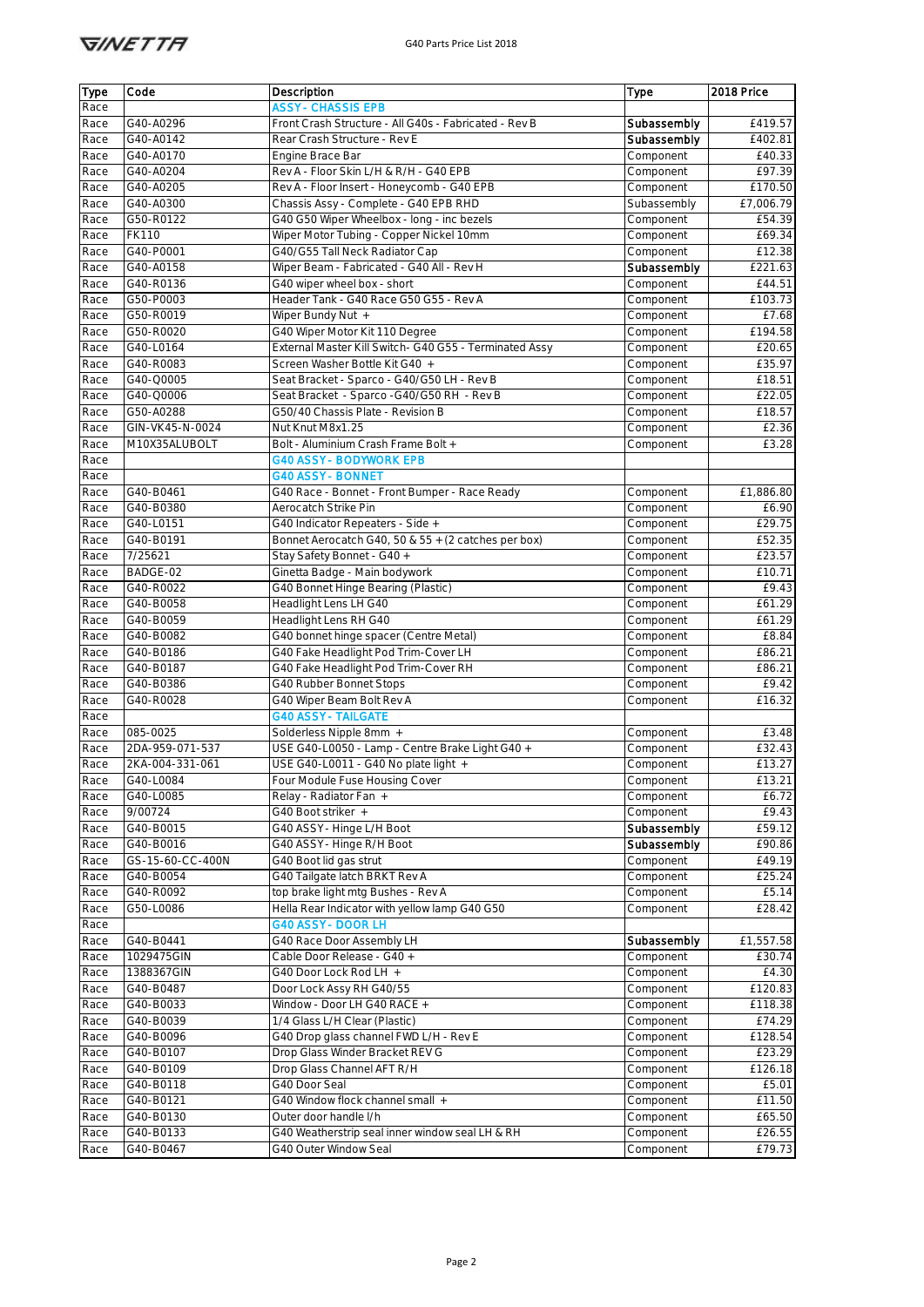| Type | Code | Description | Type | 2018 Price |
|---|---|---|---|---|
| Race | | **ASSY - CHASSIS EPB** | | |
| Race | G40-A0296 | Front Crash Structure - All G40s - Fabricated - Rev B | Subassembly | £419.57 |
| Race | G40-A0142 | Rear Crash Structure - Rev E | Subassembly | £402.81 |
| Race | G40-A0170 | Engine Brace Bar | Component | £40.33 |
| Race | G40-A0204 | Rev A - Floor Skin L/H & R/H - G40 EPB | Component | £97.39 |
| Race | G40-A0205 | Rev A - Floor Insert - Honeycomb - G40 EPB | Component | £170.50 |
| Race | G40-A0300 | Chassis Assy - Complete - G40 EPB RHD | Subassembly | £7,006.79 |
| Race | G50-R0122 | G40 G50 Wiper Wheelbox - long - inc bezels | Component | £54.39 |
| Race | FK110 | Wiper Motor Tubing - Copper Nickel 10mm | Component | £69.34 |
| Race | G40-P0001 | G40/G55 Tall Neck Radiator Cap | Component | £12.38 |
| Race | G40-A0158 | Wiper Beam - Fabricated - G40 All - Rev H | Subassembly | £221.63 |
| Race | G40-R0136 | G40 wiper wheel box - short | Component | £44.51 |
| Race | G50-P0003 | Header Tank - G40 Race G50 G55 - Rev A | Component | £103.73 |
| Race | G50-R0019 | Wiper Bundy Nut + | Component | £7.68 |
| Race | G50-R0020 | G40 Wiper Motor Kit 110 Degree | Component | £194.58 |
| Race | G40-L0164 | External Master Kill Switch- G40 G55 - Terminated Assy | Component | £20.65 |
| Race | G40-R0083 | Screen Washer Bottle Kit G40 + | Component | £35.97 |
| Race | G40-Q0005 | Seat Bracket - Sparco - G40/G50 LH - Rev B | Component | £18.51 |
| Race | G40-Q0006 | Seat Bracket - Sparco -G40/G50 RH - Rev B | Component | £22.05 |
| Race | G50-A0288 | G50/40 Chassis Plate - Revision B | Component | £18.57 |
| Race | GIN-VK45-N-0024 | Nut Knut M8x1.25 | Component | £2.36 |
| Race | M10X35ALUBOLT | Bolt - Aluminium Crash Frame Bolt + | Component | £3.28 |
| Race | | **G40 ASSY - BODYWORK EPB** | | |
| Race | | **G40 ASSY - BONNET** | | |
| Race | G40-B0461 | G40 Race - Bonnet - Front Bumper - Race Ready | Component | £1,886.80 |
| Race | G40-B0380 | Aerocatch Strike Pin | Component | £6.90 |
| Race | G40-L0151 | G40 Indicator Repeaters - Side + | Component | £29.75 |
| Race | G40-B0191 | Bonnet Aerocatch G40, 50 & 55 + (2 catches per box) | Component | £52.35 |
| Race | 7/25621 | Stay Safety Bonnet - G40 + | Component | £23.57 |
| Race | BADGE-02 | Ginetta Badge - Main bodywork | Component | £10.71 |
| Race | G40-R0022 | G40 Bonnet Hinge Bearing (Plastic) | Component | £9.43 |
| Race | G40-B0058 | Headlight Lens LH G40 | Component | £61.29 |
| Race | G40-B0059 | Headlight Lens RH G40 | Component | £61.29 |
| Race | G40-B0082 | G40 bonnet hinge spacer (Centre Metal) | Component | £8.84 |
| Race | G40-B0186 | G40 Fake Headlight Pod Trim-Cover LH | Component | £86.21 |
| Race | G40-B0187 | G40 Fake Headlight Pod Trim-Cover RH | Component | £86.21 |
| Race | G40-B0386 | G40 Rubber Bonnet Stops | Component | £9.42 |
| Race | G40-R0028 | G40 Wiper Beam Bolt Rev A | Component | £16.32 |
| Race | | **G40 ASSY - TAILGATE** | | |
| Race | 085-0025 | Solderless Nipple 8mm + | Component | £3.48 |
| Race | 2DA-959-071-537 | USE G40-L0050 - Lamp - Centre Brake Light G40 + | Component | £32.43 |
| Race | 2KA-004-331-061 | USE G40-L0011 - G40 No plate light + | Component | £13.27 |
| Race | G40-L0084 | Four Module Fuse Housing Cover | Component | £13.21 |
| Race | G40-L0085 | Relay - Radiator Fan + | Component | £6.72 |
| Race | 9/00724 | G40 Boot striker + | Component | £9.43 |
| Race | G40-B0015 | G40 ASSY - Hinge L/H Boot | Subassembly | £59.12 |
| Race | G40-B0016 | G40 ASSY - Hinge R/H Boot | Subassembly | £90.86 |
| Race | GS-15-60-CC-400N | G40 Boot lid gas strut | Component | £49.19 |
| Race | G40-B0054 | G40 Tailgate latch BRKT Rev A | Component | £25.24 |
| Race | G40-R0092 | top brake light mtg Bushes - Rev A | Component | £5.14 |
| Race | G50-L0086 | Hella Rear Indicator with yellow lamp G40 G50 | Component | £28.42 |
| Race | | **G40 ASSY - DOOR LH** | | |
| Race | G40-B0441 | G40 Race Door Assembly LH | Subassembly | £1,557.58 |
| Race | 1029475GIN | Cable Door Release - G40 + | Component | £30.74 |
| Race | 1388367GIN | G40 Door Lock Rod LH + | Component | £4.30 |
| Race | G40-B0487 | Door Lock Assy RH G40/55 | Component | £120.83 |
| Race | G40-B0033 | Window - Door LH G40 RACE + | Component | £118.38 |
| Race | G40-B0039 | 1/4 Glass L/H Clear (Plastic) | Component | £74.29 |
| Race | G40-B0096 | G40 Drop glass channel FWD L/H - Rev E | Component | £128.54 |
| Race | G40-B0107 | Drop Glass Winder Bracket REV G | Component | £23.29 |
| Race | G40-B0109 | Drop Glass Channel AFT R/H | Component | £126.18 |
| Race | G40-B0118 | G40 Door Seal | Component | £5.01 |
| Race | G40-B0121 | G40 Window flock channel small + | Component | £11.50 |
| Race | G40-B0130 | Outer door handle l/h | Component | £65.50 |
| Race | G40-B0133 | G40 Weatherstrip seal inner window seal LH & RH | Component | £26.55 |
| Race | G40-B0467 | G40 Outer Window Seal | Component | £79.73 |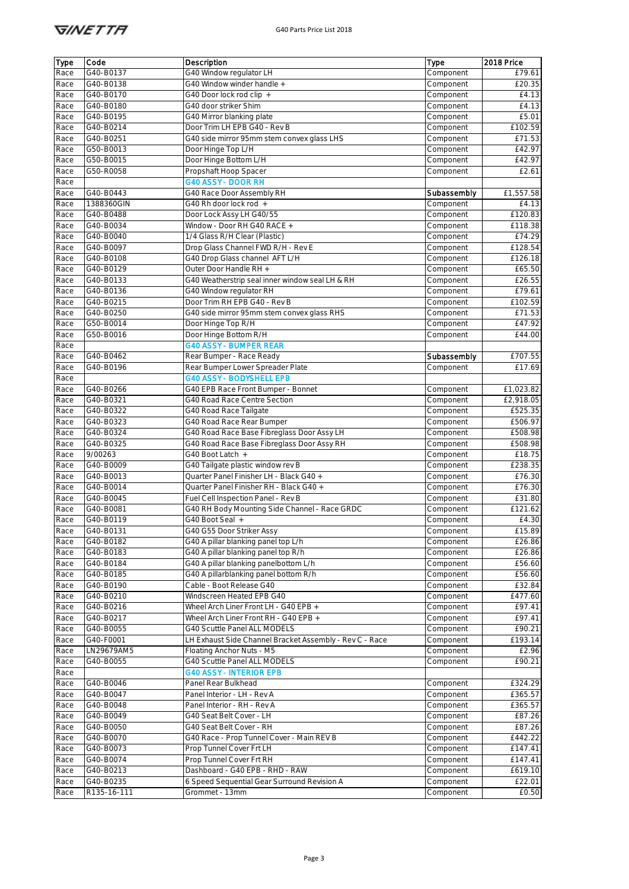| Type | Code | Description | Type | 2018 Price |
|---|---|---|---|---|
| Race | G40-B0137 | G40 Window regulator LH | Component | £79.61 |
| Race | G40-B0138 | G40 Window winder handle + | Component | £20.35 |
| Race | G40-B0170 | G40 Door lock rod clip + | Component | £4.13 |
| Race | G40-B0180 | G40 door striker Shim | Component | £4.13 |
| Race | G40-B0195 | G40 Mirror blanking plate | Component | £5.01 |
| Race | G40-B0214 | Door Trim LH EPB G40 - Rev B | Component | £102.59 |
| Race | G40-B0251 | G40 side mirror 95mm stem convex glass LHS | Component | £71.53 |
| Race | G50-B0013 | Door Hinge Top L/H | Component | £42.97 |
| Race | G50-B0015 | Door Hinge Bottom L/H | Component | £42.97 |
| Race | G50-R0058 | Propshaft Hoop Spacer | Component | £2.61 |
| Race | | **G40 ASSY - DOOR RH** | | |
| Race | G40-B0443 | G40 Race Door Assembly RH | **Subassembly** | £1,557.58 |
| Race | 1388360GIN | G40 Rh door lock rod + | Component | £4.13 |
| Race | G40-B0488 | Door Lock Assy LH G40/55 | Component | £120.83 |
| Race | G40-B0034 | Window - Door RH G40 RACE + | Component | £118.38 |
| Race | G40-B0040 | 1/4 Glass R/H Clear (Plastic) | Component | £74.29 |
| Race | G40-B0097 | Drop Glass Channel FWD R/H - Rev E | Component | £128.54 |
| Race | G40-B0108 | G40 Drop Glass channel AFT L/H | Component | £126.18 |
| Race | G40-B0129 | Outer Door Handle RH + | Component | £65.50 |
| Race | G40-B0133 | G40 Weatherstrip seal inner window seal LH & RH | Component | £26.55 |
| Race | G40-B0136 | G40 Window regulator RH | Component | £79.61 |
| Race | G40-B0215 | Door Trim RH EPB G40 - Rev B | Component | £102.59 |
| Race | G40-B0250 | G40 side mirror 95mm stem convex glass RHS | Component | £71.53 |
| Race | G50-B0014 | Door Hinge Top R/H | Component | £47.92 |
| Race | G50-B0016 | Door Hinge Bottom R/H | Component | £44.00 |
| Race | | **G40 ASSY - BUMPER REAR** | | |
| Race | G40-B0462 | Rear Bumper - Race Ready | **Subassembly** | £707.55 |
| Race | G40-B0196 | Rear Bumper Lower Spreader Plate | Component | £17.69 |
| Race | | **G40 ASSY - BODYSHELL EPB** | | |
| Race | G40-B0266 | G40 EPB Race Front Bumper - Bonnet | Component | £1,023.82 |
| Race | G40-B0321 | G40 Road Race Centre Section | Component | £2,918.05 |
| Race | G40-B0322 | G40 Road Race Tailgate | Component | £525.35 |
| Race | G40-B0323 | G40 Road Race Rear Bumper | Component | £506.97 |
| Race | G40-B0324 | G40 Road Race Base Fibreglass Door Assy LH | Component | £508.98 |
| Race | G40-B0325 | G40 Road Race Base Fibreglass Door Assy RH | Component | £508.98 |
| Race | 9/00263 | G40 Boot Latch + | Component | £18.75 |
| Race | G40-B0009 | G40 Tailgate plastic window rev B | Component | £238.35 |
| Race | G40-B0013 | Quarter Panel Finisher LH - Black G40 + | Component | £76.30 |
| Race | G40-B0014 | Quarter Panel Finisher RH - Black G40 + | Component | £76.30 |
| Race | G40-B0045 | Fuel Cell Inspection Panel - Rev B | Component | £31.80 |
| Race | G40-B0081 | G40 RH Body Mounting Side Channel - Race GRDC | Component | £121.62 |
| Race | G40-B0119 | G40 Boot Seal + | Component | £4.30 |
| Race | G40-B0131 | G40 G55 Door Striker Assy | Component | £15.89 |
| Race | G40-B0182 | G40 A pillar blanking panel top L/h | Component | £26.86 |
| Race | G40-B0183 | G40 A pillar blanking panel top R/h | Component | £26.86 |
| Race | G40-B0184 | G40 A pillar blanking panelbottom L/h | Component | £56.60 |
| Race | G40-B0185 | G40 A pillarblanking panel bottom R/h | Component | £56.60 |
| Race | G40-B0190 | Cable - Boot Release G40 | Component | £32.84 |
| Race | G40-B0210 | Windscreen Heated EPB G40 | Component | £477.60 |
| Race | G40-B0216 | Wheel Arch Liner Front LH - G40 EPB + | Component | £97.41 |
| Race | G40-B0217 | Wheel Arch Liner Front RH - G40 EPB + | Component | £97.41 |
| Race | G40-B0055 | G40 Scuttle Panel ALL MODELS | Component | £90.21 |
| Race | G40-F0001 | LH Exhaust Side Channel Bracket Assembly - Rev C - Race | Component | £193.14 |
| Race | LN29679AM5 | Floating Anchor Nuts - M5 | Component | £2.96 |
| Race | G40-B0055 | G40 Scuttle Panel ALL MODELS | Component | £90.21 |
| Race | | **G40 ASSY - INTERIOR EPB** | | |
| Race | G40-B0046 | Panel Rear Bulkhead | Component | £324.29 |
| Race | G40-B0047 | Panel Interior - LH - Rev A | Component | £365.57 |
| Race | G40-B0048 | Panel Interior - RH - Rev A | Component | £365.57 |
| Race | G40-B0049 | G40 Seat Belt Cover - LH | Component | £87.26 |
| Race | G40-B0050 | G40 Seat Belt Cover - RH | Component | £87.26 |
| Race | G40-B0070 | G40 Race - Prop Tunnel Cover - Main REV B | Component | £442.22 |
| Race | G40-B0073 | Prop Tunnel Cover Frt LH | Component | £147.41 |
| Race | G40-B0074 | Prop Tunnel Cover Frt RH | Component | £147.41 |
| Race | G40-B0213 | Dashboard - G40 EPB - RHD - RAW | Component | £619.10 |
| Race | G40-B0235 | 6 Speed Sequential Gear Surround Revision A | Component | £22.01 |
| Race | R135-16-111 | Grommet - 13mm | Component | £0.50 |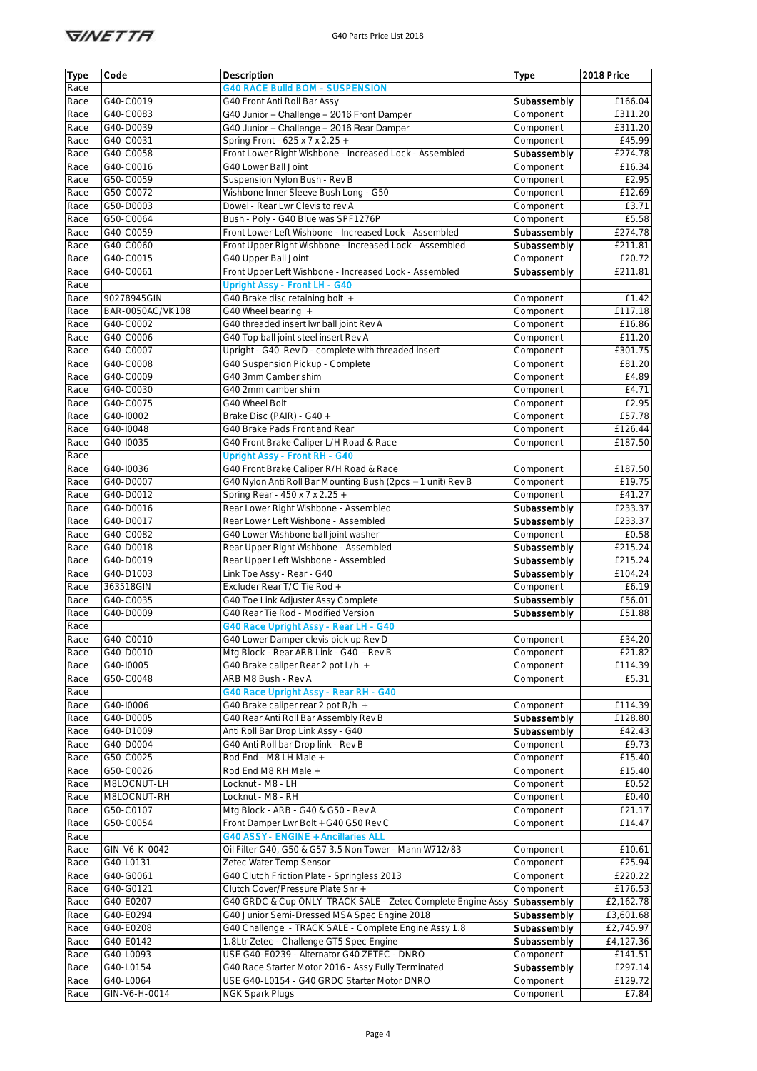| Type | Code | Description | Type | 2018 Price |
|---|---|---|---|---|
| Race | | **G40 RACE Build BOM - SUSPENSION** | | |
| Race | G40-C0019 | G40 Front Anti Roll Bar Assy | Subassembly | £166.04 |
| Race | G40-C0083 | G40 Junior – Challenge – 2016 Front Damper | Component | £311.20 |
| Race | G40-D0039 | G40 Junior – Challenge – 2016 Rear Damper | Component | £311.20 |
| Race | G40-C0031 | Spring Front - 625 x 7 x 2.25 + | Component | £45.99 |
| Race | G40-C0058 | Front Lower Right Wishbone - Increased Lock - Assembled | Subassembly | £274.78 |
| Race | G40-C0016 | G40 Lower Ball Joint | Component | £16.34 |
| Race | G50-C0059 | Suspension Nylon Bush - Rev B | Component | £2.95 |
| Race | G50-C0072 | Wishbone Inner Sleeve Bush Long - G50 | Component | £12.69 |
| Race | G50-D0003 | Dowel - Rear Lwr Clevis to rev A | Component | £3.71 |
| Race | G50-C0064 | Bush - Poly - G40 Blue was SPF1276P | Component | £5.58 |
| Race | G40-C0059 | Front Lower Left Wishbone - Increased Lock - Assembled | Subassembly | £274.78 |
| Race | G40-C0060 | Front Upper Right Wishbone - Increased Lock - Assembled | Subassembly | £211.81 |
| Race | G40-C0015 | G40 Upper Ball Joint | Component | £20.72 |
| Race | G40-C0061 | Front Upper Left Wishbone - Increased Lock - Assembled | Subassembly | £211.81 |
| Race | | **Upright Assy - Front LH - G40** | | |
| Race | 90278945GIN | G40 Brake disc retaining bolt + | Component | £1.42 |
| Race | BAR-0050AC/VK108 | G40 Wheel bearing + | Component | £117.18 |
| Race | G40-C0002 | G40 threaded insert lwr ball joint Rev A | Component | £16.86 |
| Race | G40-C0006 | G40 Top ball joint steel insert Rev A | Component | £11.20 |
| Race | G40-C0007 | Upright - G40 Rev D - complete with threaded insert | Component | £301.75 |
| Race | G40-C0008 | G40 Suspension Pickup - Complete | Component | £81.20 |
| Race | G40-C0009 | G40 3mm Camber shim | Component | £4.89 |
| Race | G40-C0030 | G40 2mm camber shim | Component | £4.71 |
| Race | G40-C0075 | G40 Wheel Bolt | Component | £2.95 |
| Race | G40-I0002 | Brake Disc (PAIR) - G40 + | Component | £57.78 |
| Race | G40-I0048 | G40 Brake Pads Front and Rear | Component | £126.44 |
| Race | G40-I0035 | G40 Front Brake Caliper L/H Road & Race | Component | £187.50 |
| Race | | **Upright Assy - Front RH - G40** | | |
| Race | G40-I0036 | G40 Front Brake Caliper R/H Road & Race | Component | £187.50 |
| Race | G40-D0007 | G40 Nylon Anti Roll Bar Mounting Bush (2pcs = 1 unit) Rev B | Component | £19.75 |
| Race | G40-D0012 | Spring Rear - 450 x 7 x 2.25 + | Component | £41.27 |
| Race | G40-D0016 | Rear Lower Right Wishbone - Assembled | Subassembly | £233.37 |
| Race | G40-D0017 | Rear Lower Left Wishbone - Assembled | Subassembly | £233.37 |
| Race | G40-C0082 | G40 Lower Wishbone ball joint washer | Component | £0.58 |
| Race | G40-D0018 | Rear Upper Right Wishbone - Assembled | Subassembly | £215.24 |
| Race | G40-D0019 | Rear Upper Left Wishbone - Assembled | Subassembly | £215.24 |
| Race | G40-D1003 | Link Toe Assy - Rear - G40 | Subassembly | £104.24 |
| Race | 363518GIN | Excluder Rear T/C Tie Rod + | Component | £6.19 |
| Race | G40-C0035 | G40 Toe Link Adjuster Assy Complete | Subassembly | £56.01 |
| Race | G40-D0009 | G40 Rear Tie Rod - Modified Version | Subassembly | £51.88 |
| Race | | **G40 Race Upright Assy - Rear LH - G40** | | |
| Race | G40-C0010 | G40 Lower Damper clevis pick up Rev D | Component | £34.20 |
| Race | G40-D0010 | Mtg Block - Rear ARB Link - G40 - Rev B | Component | £21.82 |
| Race | G40-I0005 | G40 Brake caliper Rear 2 pot L/h + | Component | £114.39 |
| Race | G50-C0048 | ARB M8 Bush - Rev A | Component | £5.31 |
| Race | | **G40 Race Upright Assy - Rear RH - G40** | | |
| Race | G40-I0006 | G40 Brake caliper rear 2 pot R/h + | Component | £114.39 |
| Race | G40-D0005 | G40 Rear Anti Roll Bar Assembly Rev B | Subassembly | £128.80 |
| Race | G40-D1009 | Anti Roll Bar Drop Link Assy - G40 | Subassembly | £42.43 |
| Race | G40-D0004 | G40 Anti Roll bar Drop link - Rev B | Component | £9.73 |
| Race | G50-C0025 | Rod End - M8 LH Male + | Component | £15.40 |
| Race | G50-C0026 | Rod End M8 RH Male + | Component | £15.40 |
| Race | M8LOCNUT-LH | Locknut - M8 - LH | Component | £0.52 |
| Race | M8LOCNUT-RH | Locknut - M8 - RH | Component | £0.40 |
| Race | G50-C0107 | Mtg Block - ARB - G40 & G50 - Rev A | Component | £21.17 |
| Race | G50-C0054 | Front Damper Lwr Bolt + G40 G50 Rev C | Component | £14.47 |
| Race | | **G40 ASSY- ENGINE + Ancillaries ALL** | | |
| Race | GIN-V6-K-0042 | Oil Filter G40, G50 & G57 3.5 Non Tower - Mann W712/83 | Component | £10.61 |
| Race | G40-L0131 | Zetec Water Temp Sensor | Component | £25.94 |
| Race | G40-G0061 | G40 Clutch Friction Plate - Springless 2013 | Component | £220.22 |
| Race | G40-G0121 | Clutch Cover/Pressure Plate Snr + | Component | £176.53 |
| Race | G40-E0207 | G40 GRDC & Cup ONLY-TRACK SALE - Zetec Complete Engine Assy | Subassembly | £2,162.78 |
| Race | G40-E0294 | G40 Junior Semi-Dressed MSA Spec Engine 2018 | Subassembly | £3,601.68 |
| Race | G40-E0208 | G40 Challenge - TRACK SALE - Complete Engine Assy 1.8 | Subassembly | £2,745.97 |
| Race | G40-E0142 | 1.8Ltr Zetec - Challenge GT5 Spec Engine | Subassembly | £4,127.36 |
| Race | G40-L0093 | USE G40-E0239 - Alternator G40 ZETEC - DNRO | Component | £141.51 |
| Race | G40-L0154 | G40 Race Starter Motor 2016 - Assy Fully Terminated | Subassembly | £297.14 |
| Race | G40-L0064 | USE G40-L0154 - G40 GRDC Starter Motor DNRO | Component | £129.72 |
| Race | GIN-V6-H-0014 | NGK Spark Plugs | Component | £7.84 |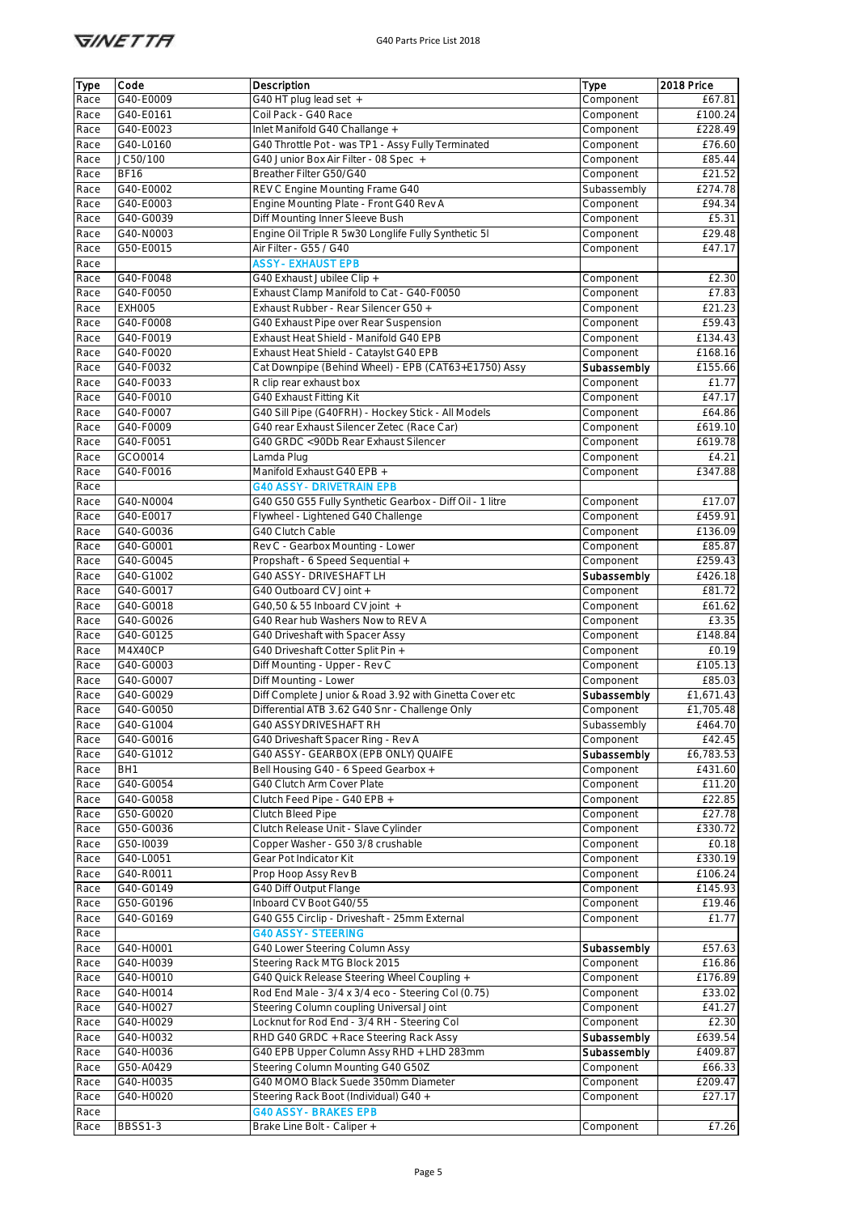| Type | Code | Description | Type | 2018 Price |
|---|---|---|---|---|
| Race | G40-E0009 | G40 HT plug lead set + | Component | £67.81 |
| Race | G40-E0161 | Coil Pack - G40 Race | Component | £100.24 |
| Race | G40-E0023 | Inlet Manifold G40 Challange + | Component | £228.49 |
| Race | G40-L0160 | G40 Throttle Pot - was TP1 - Assy Fully Terminated | Component | £76.60 |
| Race | JC50/100 | G40 Junior Box Air Filter - 08 Spec + | Component | £85.44 |
| Race | BF16 | Breather Filter G50/G40 | Component | £21.52 |
| Race | G40-E0002 | REV C Engine Mounting Frame G40 | Subassembly | £274.78 |
| Race | G40-E0003 | Engine Mounting Plate - Front G40 Rev A | Component | £94.34 |
| Race | G40-G0039 | Diff Mounting Inner Sleeve Bush | Component | £5.31 |
| Race | G40-N0003 | Engine Oil Triple R 5w30 Longlife Fully Synthetic 5l | Component | £29.48 |
| Race | G50-E0015 | Air Filter - G55 / G40 | Component | £47.17 |
| Race | | **ASSY - EXHAUST EPB** | | |
| Race | G40-F0048 | G40 Exhaust Jubilee Clip + | Component | £2.30 |
| Race | G40-F0050 | Exhaust Clamp Manifold to Cat - G40-F0050 | Component | £7.83 |
| Race | EXH005 | Exhaust Rubber - Rear Silencer G50 + | Component | £21.23 |
| Race | G40-F0008 | G40 Exhaust Pipe over Rear Suspension | Component | £59.43 |
| Race | G40-F0019 | Exhaust Heat Shield - Manifold G40 EPB | Component | £134.43 |
| Race | G40-F0020 | Exhaust Heat Shield - Cataylst G40 EPB | Component | £168.16 |
| Race | G40-F0032 | Cat Downpipe (Behind Wheel) - EPB (CAT63+E1750) Assy | Subassembly | £155.66 |
| Race | G40-F0033 | R clip rear exhaust box | Component | £1.77 |
| Race | G40-F0010 | G40 Exhaust Fitting Kit | Component | £47.17 |
| Race | G40-F0007 | G40 Sill Pipe (G40FRH) - Hockey Stick - All Models | Component | £64.86 |
| Race | G40-F0009 | G40 rear Exhaust Silencer Zetec (Race Car) | Component | £619.10 |
| Race | G40-F0051 | G40 GRDC <90Db Rear Exhaust Silencer | Component | £619.78 |
| Race | GCO0014 | Lamda Plug | Component | £4.21 |
| Race | G40-F0016 | Manifold Exhaust G40 EPB + | Component | £347.88 |
| Race | | **G40 ASSY - DRIVETRAIN EPB** | | |
| Race | G40-N0004 | G40 G50 G55 Fully Synthetic Gearbox - Diff Oil - 1 litre | Component | £17.07 |
| Race | G40-E0017 | Flywheel - Lightened G40 Challenge | Component | £459.91 |
| Race | G40-G0036 | G40 Clutch Cable | Component | £136.09 |
| Race | G40-G0001 | Rev C - Gearbox Mounting - Lower | Component | £85.87 |
| Race | G40-G0045 | Propshaft - 6 Speed Sequential + | Component | £259.43 |
| Race | G40-G1002 | G40 ASSY - DRIVESHAFT LH | Subassembly | £426.18 |
| Race | G40-G0017 | G40 Outboard CV Joint + | Component | £81.72 |
| Race | G40-G0018 | G40,50 & 55 Inboard CV joint + | Component | £61.62 |
| Race | G40-G0026 | G40 Rear hub Washers Now to REV A | Component | £3.35 |
| Race | G40-G0125 | G40 Driveshaft with Spacer Assy | Component | £148.84 |
| Race | M4X40CP | G40 Driveshaft Cotter Split Pin + | Component | £0.19 |
| Race | G40-G0003 | Diff Mounting - Upper - Rev C | Component | £105.13 |
| Race | G40-G0007 | Diff Mounting - Lower | Component | £85.03 |
| Race | G40-G0029 | Diff Complete Junior & Road 3.92 with Ginetta Cover etc | Subassembly | £1,671.43 |
| Race | G40-G0050 | Differential ATB 3.62 G40 Snr - Challenge Only | Component | £1,705.48 |
| Race | G40-G1004 | G40 ASSY DRIVESHAFT RH | Subassembly | £464.70 |
| Race | G40-G0016 | G40 Driveshaft Spacer Ring - Rev A | Component | £42.45 |
| Race | G40-G1012 | G40 ASSY - GEARBOX (EPB ONLY) QUAIFE | Subassembly | £6,783.53 |
| Race | BH1 | Bell Housing G40 - 6 Speed Gearbox + | Component | £431.60 |
| Race | G40-G0054 | G40 Clutch Arm Cover Plate | Component | £11.20 |
| Race | G40-G0058 | Clutch Feed Pipe - G40 EPB + | Component | £22.85 |
| Race | G50-G0020 | Clutch Bleed Pipe | Component | £27.78 |
| Race | G50-G0036 | Clutch Release Unit - Slave Cylinder | Component | £330.72 |
| Race | G50-I0039 | Copper Washer - G50 3/8 crushable | Component | £0.18 |
| Race | G40-L0051 | Gear Pot Indicator Kit | Component | £330.19 |
| Race | G40-R0011 | Prop Hoop Assy Rev B | Component | £106.24 |
| Race | G40-G0149 | G40 Diff Output Flange | Component | £145.93 |
| Race | G50-G0196 | Inboard CV Boot G40/55 | Component | £19.46 |
| Race | G40-G0169 | G40 G55 Circlip - Driveshaft - 25mm External | Component | £1.77 |
| Race | | **G40 ASSY - STEERING** | | |
| Race | G40-H0001 | G40 Lower Steering Column Assy | Subassembly | £57.63 |
| Race | G40-H0039 | Steering Rack MTG Block 2015 | Component | £16.86 |
| Race | G40-H0010 | G40 Quick Release Steering Wheel Coupling + | Component | £176.89 |
| Race | G40-H0014 | Rod End Male - 3/4 x 3/4 eco - Steering Col (0.75) | Component | £33.02 |
| Race | G40-H0027 | Steering Column coupling Universal Joint | Component | £41.27 |
| Race | G40-H0029 | Locknut for Rod End - 3/4 RH - Steering Col | Component | £2.30 |
| Race | G40-H0032 | RHD G40 GRDC + Race Steering Rack Assy | Subassembly | £639.54 |
| Race | G40-H0036 | G40 EPB Upper Column Assy RHD + LHD 283mm | Subassembly | £409.87 |
| Race | G50-A0429 | Steering Column Mounting G40 G50Z | Component | £66.33 |
| Race | G40-H0035 | G40 MOMO Black Suede 350mm Diameter | Component | £209.47 |
| Race | G40-H0020 | Steering Rack Boot (Individual) G40 + | Component | £27.17 |
| Race | | **G40 ASSY - BRAKES EPB** | | |
| Race | BBSS1-3 | Brake Line Bolt - Caliper + | Component | £7.26 |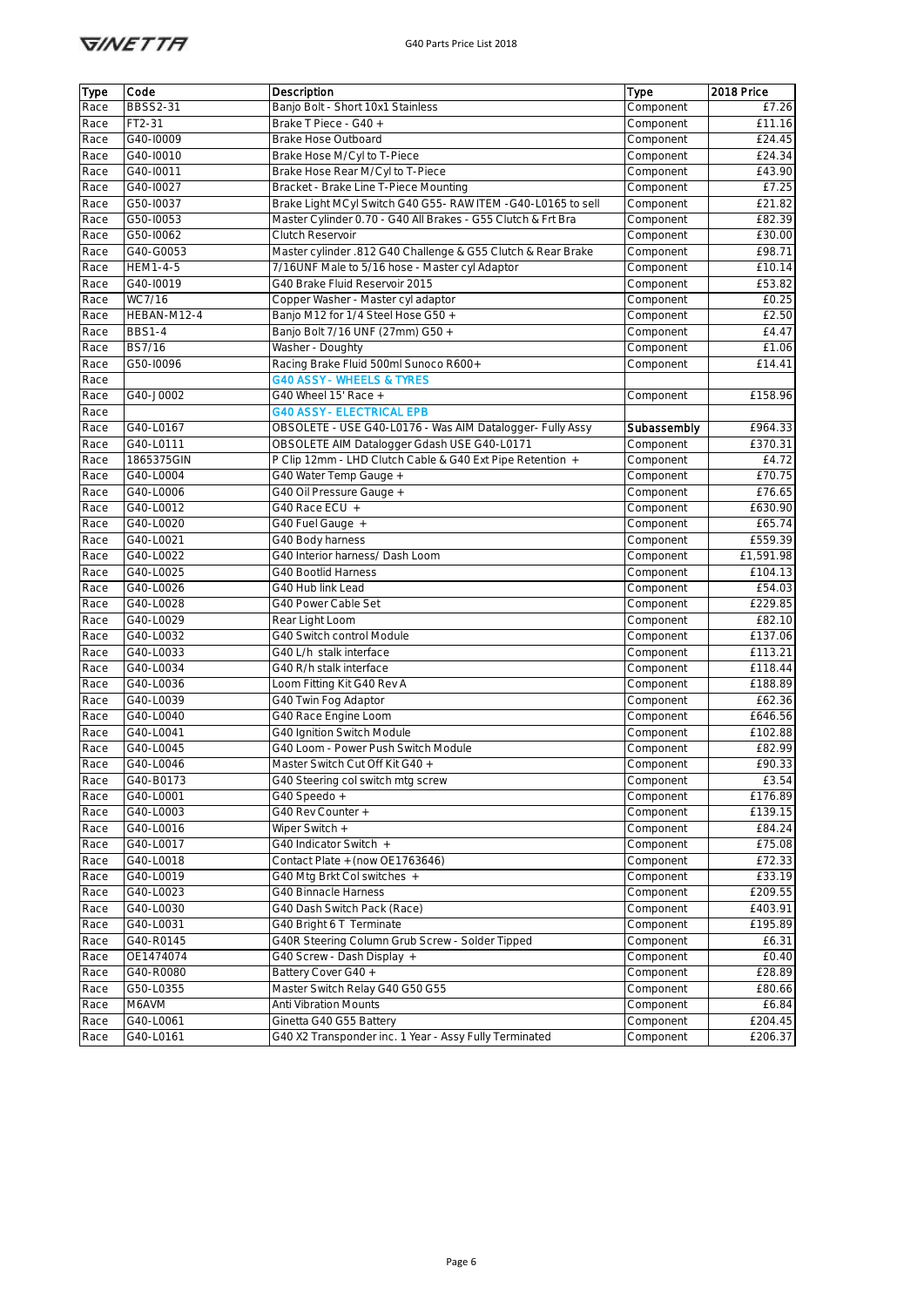| Type | Code | Description | Type | 2018 Price |
|---|---|---|---|---|
| Race | BBSS2-31 | Banjo Bolt - Short 10x1 Stainless | Component | £7.26 |
| Race | FT2-31 | Brake T Piece - G40 + | Component | £11.16 |
| Race | G40-I0009 | Brake Hose Outboard | Component | £24.45 |
| Race | G40-I0010 | Brake Hose M/Cyl to T-Piece | Component | £24.34 |
| Race | G40-I0011 | Brake Hose Rear M/Cyl to T-Piece | Component | £43.90 |
| Race | G40-I0027 | Bracket - Brake Line T-Piece Mounting | Component | £7.25 |
| Race | G50-I0037 | Brake Light MCyl Switch G40 G55- RAW ITEM -G40-L0165 to sell | Component | £21.82 |
| Race | G50-I0053 | Master Cylinder 0.70 - G40 All Brakes - G55 Clutch & Frt Bra | Component | £82.39 |
| Race | G50-I0062 | Clutch Reservoir | Component | £30.00 |
| Race | G40-G0053 | Master cylinder .812 G40 Challenge & G55 Clutch & Rear Brake | Component | £98.71 |
| Race | HEM1-4-5 | 7/16UNF Male to 5/16 hose - Master cyl Adaptor | Component | £10.14 |
| Race | G40-I0019 | G40 Brake Fluid Reservoir 2015 | Component | £53.82 |
| Race | WC7/16 | Copper Washer - Master cyl adaptor | Component | £0.25 |
| Race | HEBAN-M12-4 | Banjo M12 for 1/4 Steel Hose G50 + | Component | £2.50 |
| Race | BBS1-4 | Banjo Bolt 7/16 UNF (27mm) G50 + | Component | £4.47 |
| Race | BS7/16 | Washer - Doughty | Component | £1.06 |
| Race | G50-I0096 | Racing Brake Fluid 500ml Sunoco R600+ | Component | £14.41 |
| Race | | **G40 ASSY - WHEELS & TYRES** | | |
| Race | G40-J0002 | G40 Wheel 15' Race + | Component | £158.96 |
| Race | | **G40 ASSY - ELECTRICAL EPB** | | |
| Race | G40-L0167 | OBSOLETE - USE G40-L0176 - Was AIM Datalogger- Fully Assy | Subassembly | £964.33 |
| Race | G40-L0111 | OBSOLETE AIM Datalogger Gdash USE G40-L0171 | Component | £370.31 |
| Race | 1865375GIN | P Clip 12mm - LHD Clutch Cable & G40 Ext Pipe Retention + | Component | £4.72 |
| Race | G40-L0004 | G40 Water Temp Gauge + | Component | £70.75 |
| Race | G40-L0006 | G40 Oil Pressure Gauge + | Component | £76.65 |
| Race | G40-L0012 | G40 Race ECU + | Component | £630.90 |
| Race | G40-L0020 | G40 Fuel Gauge + | Component | £65.74 |
| Race | G40-L0021 | G40 Body harness | Component | £559.39 |
| Race | G40-L0022 | G40 Interior harness/ Dash Loom | Component | £1,591.98 |
| Race | G40-L0025 | G40 Bootlid Harness | Component | £104.13 |
| Race | G40-L0026 | G40 Hub link Lead | Component | £54.03 |
| Race | G40-L0028 | G40 Power Cable Set | Component | £229.85 |
| Race | G40-L0029 | Rear Light Loom | Component | £82.10 |
| Race | G40-L0032 | G40 Switch control Module | Component | £137.06 |
| Race | G40-L0033 | G40 L/h stalk interface | Component | £113.21 |
| Race | G40-L0034 | G40 R/h stalk interface | Component | £118.44 |
| Race | G40-L0036 | Loom Fitting Kit G40 Rev A | Component | £188.89 |
| Race | G40-L0039 | G40 Twin Fog Adaptor | Component | £62.36 |
| Race | G40-L0040 | G40 Race Engine Loom | Component | £646.56 |
| Race | G40-L0041 | G40 Ignition Switch Module | Component | £102.88 |
| Race | G40-L0045 | G40 Loom - Power Push Switch Module | Component | £82.99 |
| Race | G40-L0046 | Master Switch Cut Off Kit G40 + | Component | £90.33 |
| Race | G40-B0173 | G40 Steering col switch mtg screw | Component | £3.54 |
| Race | G40-L0001 | G40 Speedo + | Component | £176.89 |
| Race | G40-L0003 | G40 Rev Counter + | Component | £139.15 |
| Race | G40-L0016 | Wiper Switch + | Component | £84.24 |
| Race | G40-L0017 | G40 Indicator Switch + | Component | £75.08 |
| Race | G40-L0018 | Contact Plate + (now OE1763646) | Component | £72.33 |
| Race | G40-L0019 | G40 Mtg Brkt Col switches + | Component | £33.19 |
| Race | G40-L0023 | G40 Binnacle Harness | Component | £209.55 |
| Race | G40-L0030 | G40 Dash Switch Pack (Race) | Component | £403.91 |
| Race | G40-L0031 | G40 Bright 6 T Terminate | Component | £195.89 |
| Race | G40-R0145 | G40R Steering Column Grub Screw - Solder Tipped | Component | £6.31 |
| Race | OE1474074 | G40 Screw - Dash Display + | Component | £0.40 |
| Race | G40-R0080 | Battery Cover G40 + | Component | £28.89 |
| Race | G50-L0355 | Master Switch Relay G40 G50 G55 | Component | £80.66 |
| Race | M6AVM | Anti Vibration Mounts | Component | £6.84 |
| Race | G40-L0061 | Ginetta G40 G55 Battery | Component | £204.45 |
| Race | G40-L0161 | G40 X2 Transponder inc. 1 Year - Assy Fully Terminated | Component | £206.37 |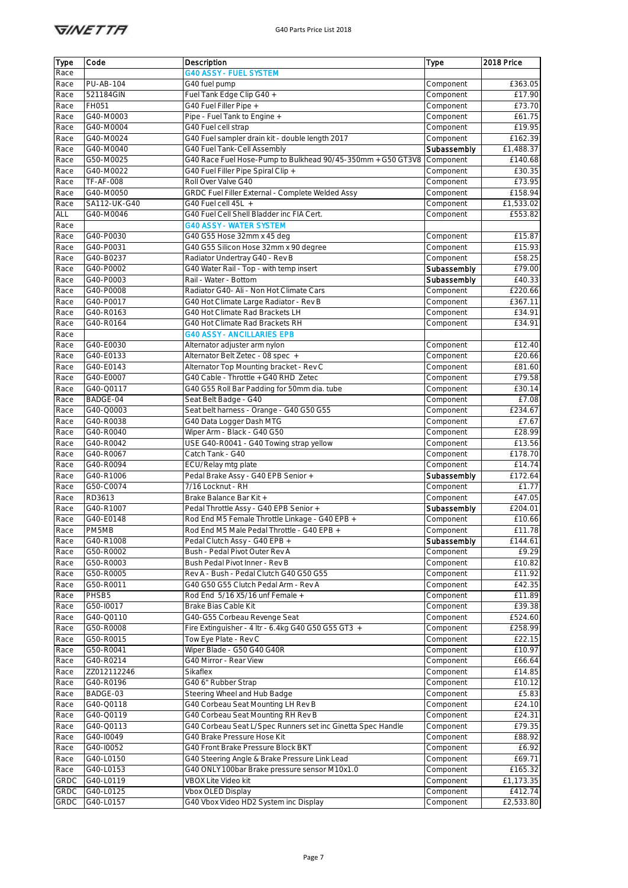| Type | Code | Description | Type | 2018 Price |
|---|---|---|---|---|
| Race | | **G40 ASSY - FUEL SYSTEM** | | |
| Race | PU-AB-104 | G40 fuel pump | Component | £363.05 |
| Race | 521184GIN | Fuel Tank Edge Clip G40 + | Component | £17.90 |
| Race | FH051 | G40 Fuel Filler Pipe + | Component | £73.70 |
| Race | G40-M0003 | Pipe - Fuel Tank to Engine + | Component | £61.75 |
| Race | G40-M0004 | G40 Fuel cell strap | Component | £19.95 |
| Race | G40-M0024 | G40 Fuel sampler drain kit - double length 2017 | Component | £162.39 |
| Race | G40-M0040 | G40 Fuel Tank-Cell Assembly | Subassembly | £1,488.37 |
| Race | G50-M0025 | G40 Race Fuel Hose-Pump to Bulkhead 90/45-350mm + G50 GT3V8 | Component | £140.68 |
| Race | G40-M0022 | G40 Fuel Filler Pipe Spiral Clip + | Component | £30.35 |
| Race | TF-AF-008 | Roll Over Valve G40 | Component | £73.95 |
| Race | G40-M0050 | GRDC Fuel Filler External - Complete Welded Assy | Component | £158.94 |
| Race | SA112-UK-G40 | G40 Fuel cell 45L + | Component | £1,533.02 |
| ALL | G40-M0046 | G40 Fuel Cell Shell Bladder inc FIA Cert. | Component | £553.82 |
| Race | | **G40 ASSY - WATER SYSTEM** | | |
| Race | G40-P0030 | G40 G55 Hose 32mm x 45 deg | Component | £15.87 |
| Race | G40-P0031 | G40 G55 Silicon Hose 32mm x 90 degree | Component | £15.93 |
| Race | G40-B0237 | Radiator Undertray G40 - Rev B | Component | £58.25 |
| Race | G40-P0002 | G40 Water Rail - Top - with temp insert | Subassembly | £79.00 |
| Race | G40-P0003 | Rail - Water - Bottom | Subassembly | £40.33 |
| Race | G40-P0008 | Radiator G40- Ali - Non Hot Climate Cars | Component | £220.66 |
| Race | G40-P0017 | G40 Hot Climate Large Radiator - Rev B | Component | £367.11 |
| Race | G40-R0163 | G40 Hot Climate Rad Brackets LH | Component | £34.91 |
| Race | G40-R0164 | G40 Hot Climate Rad Brackets RH | Component | £34.91 |
| Race | | **G40 ASSY - ANCILLARIES EPB** | | |
| Race | G40-E0030 | Alternator adjuster arm nylon | Component | £12.40 |
| Race | G40-E0133 | Alternator Belt Zetec - 08 spec + | Component | £20.66 |
| Race | G40-E0143 | Alternator Top Mounting bracket - Rev C | Component | £81.60 |
| Race | G40-E0007 | G40 Cable - Throttle + G40 RHD Zetec | Component | £79.58 |
| Race | G40-Q0117 | G40 G55 Roll Bar Padding for 50mm dia. tube | Component | £30.14 |
| Race | BADGE-04 | Seat Belt Badge - G40 | Component | £7.08 |
| Race | G40-Q0003 | Seat belt harness - Orange - G40 G50 G55 | Component | £234.67 |
| Race | G40-R0038 | G40 Data Logger Dash MTG | Component | £7.67 |
| Race | G40-R0040 | Wiper Arm - Black - G40 G50 | Component | £28.99 |
| Race | G40-R0042 | USE G40-R0041 - G40 Towing strap yellow | Component | £13.56 |
| Race | G40-R0067 | Catch Tank - G40 | Component | £178.70 |
| Race | G40-R0094 | ECU/Relay mtg plate | Component | £14.74 |
| Race | G40-R1006 | Pedal Brake Assy - G40 EPB Senior + | Subassembly | £172.64 |
| Race | G50-C0074 | 7/16 Locknut - RH | Component | £1.77 |
| Race | RD3613 | Brake Balance Bar Kit + | Component | £47.05 |
| Race | G40-R1007 | Pedal Throttle Assy - G40 EPB Senior + | Subassembly | £204.01 |
| Race | G40-E0148 | Rod End M5 Female Throttle Linkage - G40 EPB + | Component | £10.66 |
| Race | PM5MB | Rod End M5 Male Pedal Throttle - G40 EPB + | Component | £11.78 |
| Race | G40-R1008 | Pedal Clutch Assy - G40 EPB + | Subassembly | £144.61 |
| Race | G50-R0002 | Bush - Pedal Pivot Outer Rev A | Component | £9.29 |
| Race | G50-R0003 | Bush Pedal Pivot Inner - Rev B | Component | £10.82 |
| Race | G50-R0005 | Rev A - Bush - Pedal Clutch G40 G50 G55 | Component | £11.92 |
| Race | G50-R0011 | G40 G50 G55 Clutch Pedal Arm - Rev A | Component | £42.35 |
| Race | PHSB5 | Rod End 5/16 X5/16 unf Female + | Component | £11.89 |
| Race | G50-I0017 | Brake Bias Cable Kit | Component | £39.38 |
| Race | G40-Q0110 | G40-G55 Corbeau Revenge Seat | Component | £524.60 |
| Race | G50-R0008 | Fire Extinguisher - 4 ltr - 6.4kg G40 G50 G55 GT3 + | Component | £258.99 |
| Race | G50-R0015 | Tow Eye Plate - Rev C | Component | £22.15 |
| Race | G50-R0041 | Wiper Blade - G50 G40 G40R | Component | £10.97 |
| Race | G40-R0214 | G40 Mirror - Rear View | Component | £66.64 |
| Race | ZZ012112246 | Sikaflex | Component | £14.85 |
| Race | G40-R0196 | G40 6" Rubber Strap | Component | £10.12 |
| Race | BADGE-03 | Steering Wheel and Hub Badge | Component | £5.83 |
| Race | G40-Q0118 | G40 Corbeau Seat Mounting LH Rev B | Component | £24.10 |
| Race | G40-Q0119 | G40 Corbeau Seat Mounting RH Rev B | Component | £24.31 |
| Race | G40-Q0113 | G40 Corbeau Seat L/Spec Runners set inc Ginetta Spec Handle | Component | £79.35 |
| Race | G40-I0049 | G40 Brake Pressure Hose Kit | Component | £88.92 |
| Race | G40-I0052 | G40 Front Brake Pressure Block BKT | Component | £6.92 |
| Race | G40-L0150 | G40 Steering Angle & Brake Pressure Link Lead | Component | £69.71 |
| Race | G40-L0153 | G40 ONLY 100bar Brake pressure sensor M10x1.0 | Component | £165.32 |
| GRDC | G40-L0119 | VBOX Lite Video kit | Component | £1,173.35 |
| GRDC | G40-L0125 | Vbox OLED Display | Component | £412.74 |
| GRDC | G40-L0157 | G40 Vbox Video HD2 System inc Display | Component | £2,533.80 |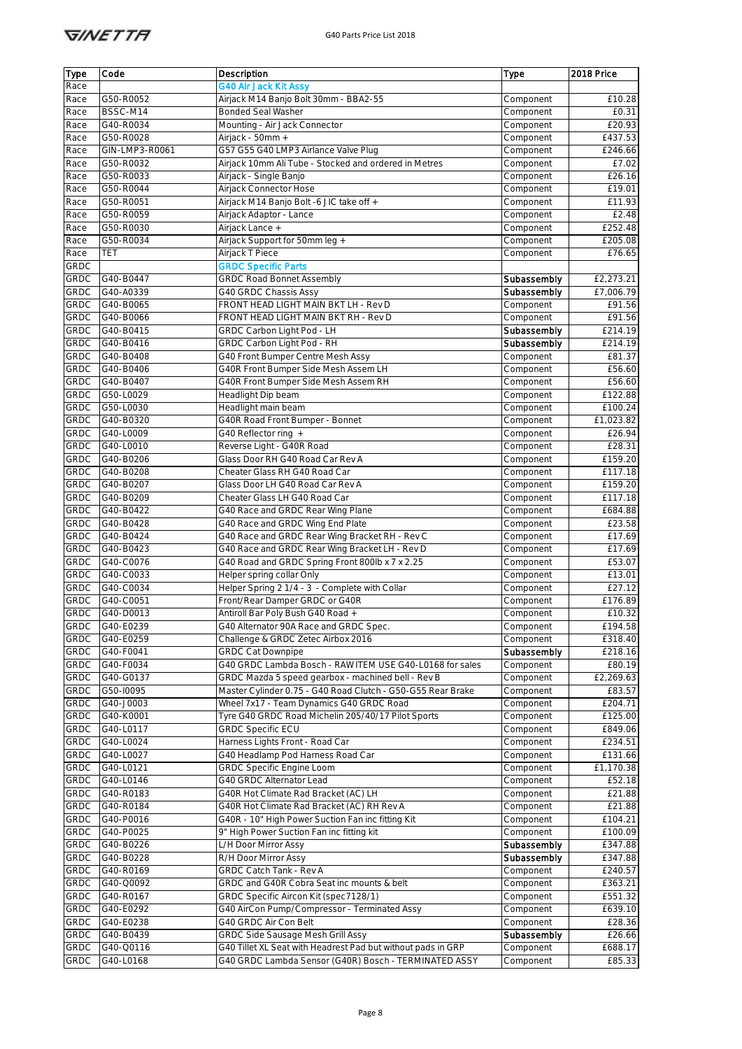| Type | Code | Description | Type | 2018 Price |
|---|---|---|---|---|
| Race | | **G40 Air Jack Kit Assy** | | |
| Race | G50-R0052 | Airjack M14 Banjo Bolt 30mm - BBA2-55 | Component | £10.28 |
| Race | BSSC-M14 | Bonded Seal Washer | Component | £0.31 |
| Race | G40-R0034 | Mounting - Air Jack Connector | Component | £20.93 |
| Race | G50-R0028 | Airjack - 50mm + | Component | £437.53 |
| Race | GIN-LMP3-R0061 | G57 G55 G40 LMP3 Airlance Valve Plug | Component | £246.66 |
| Race | G50-R0032 | Airjack 10mm Ali Tube - Stocked and ordered in Metres | Component | £7.02 |
| Race | G50-R0033 | Airjack - Single Banjo | Component | £26.16 |
| Race | G50-R0044 | Airjack Connector Hose | Component | £19.01 |
| Race | G50-R0051 | Airjack M14 Banjo Bolt -6 JIC take off + | Component | £11.93 |
| Race | G50-R0059 | Airjack Adaptor - Lance | Component | £2.48 |
| Race | G50-R0030 | Airjack Lance + | Component | £252.48 |
| Race | G50-R0034 | Airjack Support for 50mm leg + | Component | £205.08 |
| Race | TET | Airjack T Piece | Component | £76.65 |
| GRDC | | **GRDC Specific Parts** | | |
| GRDC | G40-B0447 | GRDC Road Bonnet Assembly | Subassembly | £2,273.21 |
| GRDC | G40-A0339 | G40 GRDC Chassis Assy | Subassembly | £7,006.79 |
| GRDC | G40-B0065 | FRONT HEAD LIGHT MAIN BKT LH - Rev D | Component | £91.56 |
| GRDC | G40-B0066 | FRONT HEAD LIGHT MAIN BKT RH - Rev D | Component | £91.56 |
| GRDC | G40-B0415 | GRDC Carbon Light Pod - LH | Subassembly | £214.19 |
| GRDC | G40-B0416 | GRDC Carbon Light Pod - RH | Subassembly | £214.19 |
| GRDC | G40-B0408 | G40 Front Bumper Centre Mesh Assy | Component | £81.37 |
| GRDC | G40-B0406 | G40R Front Bumper Side Mesh Assem LH | Component | £56.60 |
| GRDC | G40-B0407 | G40R Front Bumper Side Mesh Assem RH | Component | £56.60 |
| GRDC | G50-L0029 | Headlight Dip beam | Component | £122.88 |
| GRDC | G50-L0030 | Headlight main beam | Component | £100.24 |
| GRDC | G40-B0320 | G40R Road Front Bumper - Bonnet | Component | £1,023.82 |
| GRDC | G40-L0009 | G40 Reflector ring + | Component | £26.94 |
| GRDC | G40-L0010 | Reverse Light - G40R Road | Component | £28.31 |
| GRDC | G40-B0206 | Glass Door RH G40 Road Car Rev A | Component | £159.20 |
| GRDC | G40-B0208 | Cheater Glass RH G40 Road Car | Component | £117.18 |
| GRDC | G40-B0207 | Glass Door LH G40 Road Car Rev A | Component | £159.20 |
| GRDC | G40-B0209 | Cheater Glass LH G40 Road Car | Component | £117.18 |
| GRDC | G40-B0422 | G40 Race and GRDC Rear Wing Plane | Component | £684.88 |
| GRDC | G40-B0428 | G40 Race and GRDC Wing End Plate | Component | £23.58 |
| GRDC | G40-B0424 | G40 Race and GRDC Rear Wing Bracket RH - Rev C | Component | £17.69 |
| GRDC | G40-B0423 | G40 Race and GRDC Rear Wing Bracket LH - Rev D | Component | £17.69 |
| GRDC | G40-C0076 | G40 Road and GRDC Spring Front 800lb x 7 x 2.25 | Component | £53.07 |
| GRDC | G40-C0033 | Helper spring collar Only | Component | £13.01 |
| GRDC | G40-C0034 | Helper Spring 2 1/4 - 3 - Complete with Collar | Component | £27.12 |
| GRDC | G40-C0051 | Front/Rear Damper GRDC or G40R | Component | £176.89 |
| GRDC | G40-D0013 | Antiroll Bar Poly Bush G40 Road + | Component | £10.32 |
| GRDC | G40-E0239 | G40 Alternator 90A Race and GRDC Spec. | Component | £194.58 |
| GRDC | G40-E0259 | Challenge & GRDC Zetec Airbox 2016 | Component | £318.40 |
| GRDC | G40-F0041 | GRDC Cat Downpipe | Subassembly | £218.16 |
| GRDC | G40-F0034 | G40 GRDC Lambda Bosch - RAW ITEM USE G40-L0168 for sales | Component | £80.19 |
| GRDC | G40-G0137 | GRDC Mazda 5 speed gearbox - machined bell - Rev B | Component | £2,269.63 |
| GRDC | G50-I0095 | Master Cylinder 0.75 - G40 Road Clutch - G50-G55 Rear Brake | Component | £83.57 |
| GRDC | G40-J0003 | Wheel 7x17 - Team Dynamics G40 GRDC Road | Component | £204.71 |
| GRDC | G40-K0001 | Tyre G40 GRDC Road Michelin 205/40/17 Pilot Sports | Component | £125.00 |
| GRDC | G40-L0117 | GRDC Specific ECU | Component | £849.06 |
| GRDC | G40-L0024 | Harness Lights Front - Road Car | Component | £234.51 |
| GRDC | G40-L0027 | G40 Headlamp Pod Harness Road Car | Component | £131.66 |
| GRDC | G40-L0121 | GRDC Specific Engine Loom | Component | £1,170.38 |
| GRDC | G40-L0146 | G40 GRDC Alternator Lead | Component | £52.18 |
| GRDC | G40-R0183 | G40R Hot Climate Rad Bracket (AC) LH | Component | £21.88 |
| GRDC | G40-R0184 | G40R Hot Climate Rad Bracket (AC) RH Rev A | Component | £21.88 |
| GRDC | G40-P0016 | G40R - 10" High Power Suction Fan inc fitting Kit | Component | £104.21 |
| GRDC | G40-P0025 | 9" High Power Suction Fan inc fitting kit | Component | £100.09 |
| GRDC | G40-B0226 | L/H Door Mirror Assy | Subassembly | £347.88 |
| GRDC | G40-B0228 | R/H Door Mirror Assy | Subassembly | £347.88 |
| GRDC | G40-R0169 | GRDC Catch Tank - Rev A | Component | £240.57 |
| GRDC | G40-Q0092 | GRDC and G40R Cobra Seat inc mounts & belt | Component | £363.21 |
| GRDC | G40-R0167 | GRDC Specific Aircon Kit (spec7128/1) | Component | £551.32 |
| GRDC | G40-E0292 | G40 AirCon Pump/Compressor - Terminated Assy | Component | £639.10 |
| GRDC | G40-E0238 | G40 GRDC Air Con Belt | Component | £28.36 |
| GRDC | G40-B0439 | GRDC Side Sausage Mesh Grill Assy | Subassembly | £26.66 |
| GRDC | G40-Q0116 | G40 Tillet XL Seat with Headrest Pad but without pads in GRP | Component | £688.17 |
| GRDC | G40-L0168 | G40 GRDC Lambda Sensor (G40R) Bosch - TERMINATED ASSY | Component | £85.33 |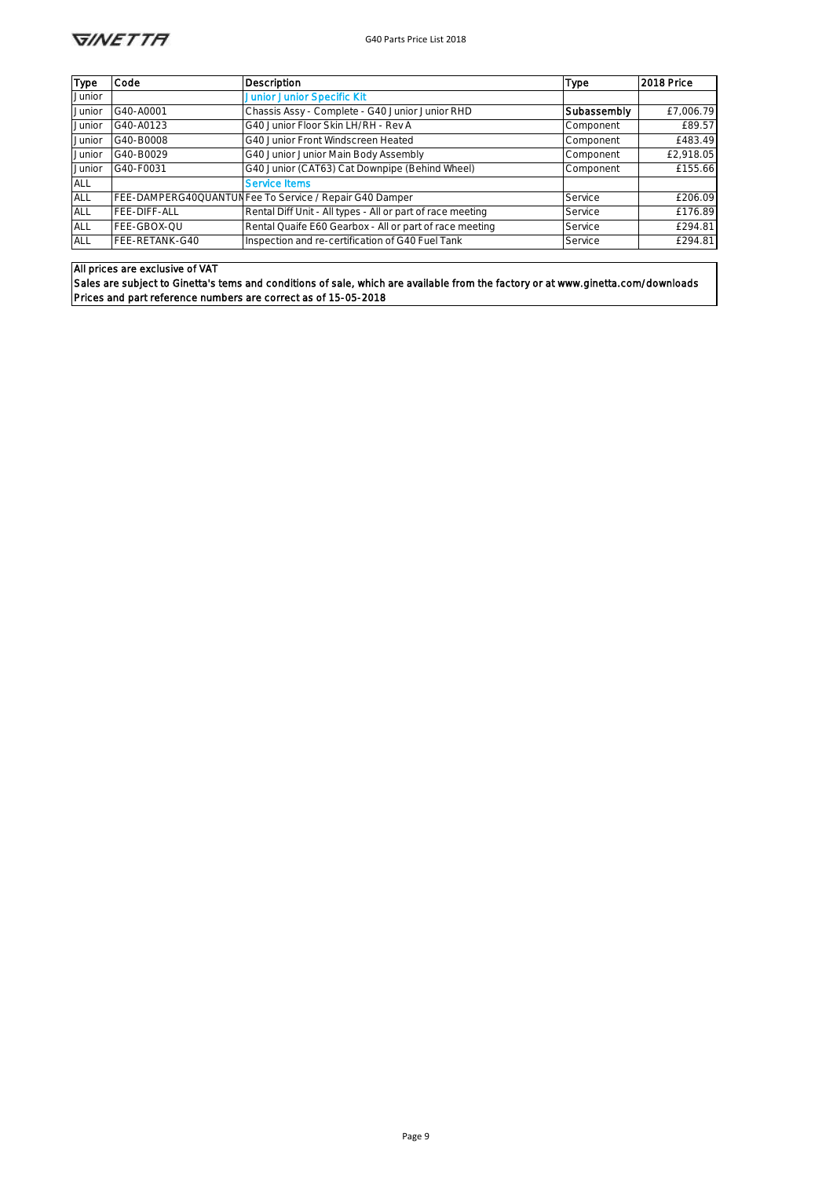| Type | Code | Description | Type | 2018 Price |
|---|---|---|---|---|
| Junior | | **Junior Junior Specific Kit** | | |
| Junior | G40-A0001 | Chassis Assy - Complete - G40 Junior Junior RHD | Subassembly | £7,006.79 |
| Junior | G40-A0123 | G40 Junior Floor Skin LH/RH - Rev A | Component | £89.57 |
| Junior | G40-B0008 | G40 Junior Front Windscreen Heated | Component | £483.49 |
| Junior | G40-B0029 | G40 Junior Junior Main Body Assembly | Component | £2,918.05 |
| Junior | G40-F0031 | G40 Junior (CAT63) Cat Downpipe (Behind Wheel) | Component | £155.66 |
| ALL | | **Service Items** | | |
| ALL | FEE-DAMPERG40QUANTUM | Fee To Service / Repair G40 Damper | Service | £206.09 |
| ALL | FEE-DIFF-ALL | Rental Diff Unit - All types - All or part of race meeting | Service | £176.89 |
| ALL | FEE-GBOX-QU | Rental Quaife E60 Gearbox - All or part of race meeting | Service | £294.81 |
| ALL | FEE-RETANK-G40 | Inspection and re-certification of G40 Fuel Tank | Service | £294.81 |

All prices are exclusive of VAT

Sales are subject to Ginetta's tems and conditions of sale, which are available from the factory or at www.ginetta.com/downloads

Prices and part reference numbers are correct as of 15-05-2018